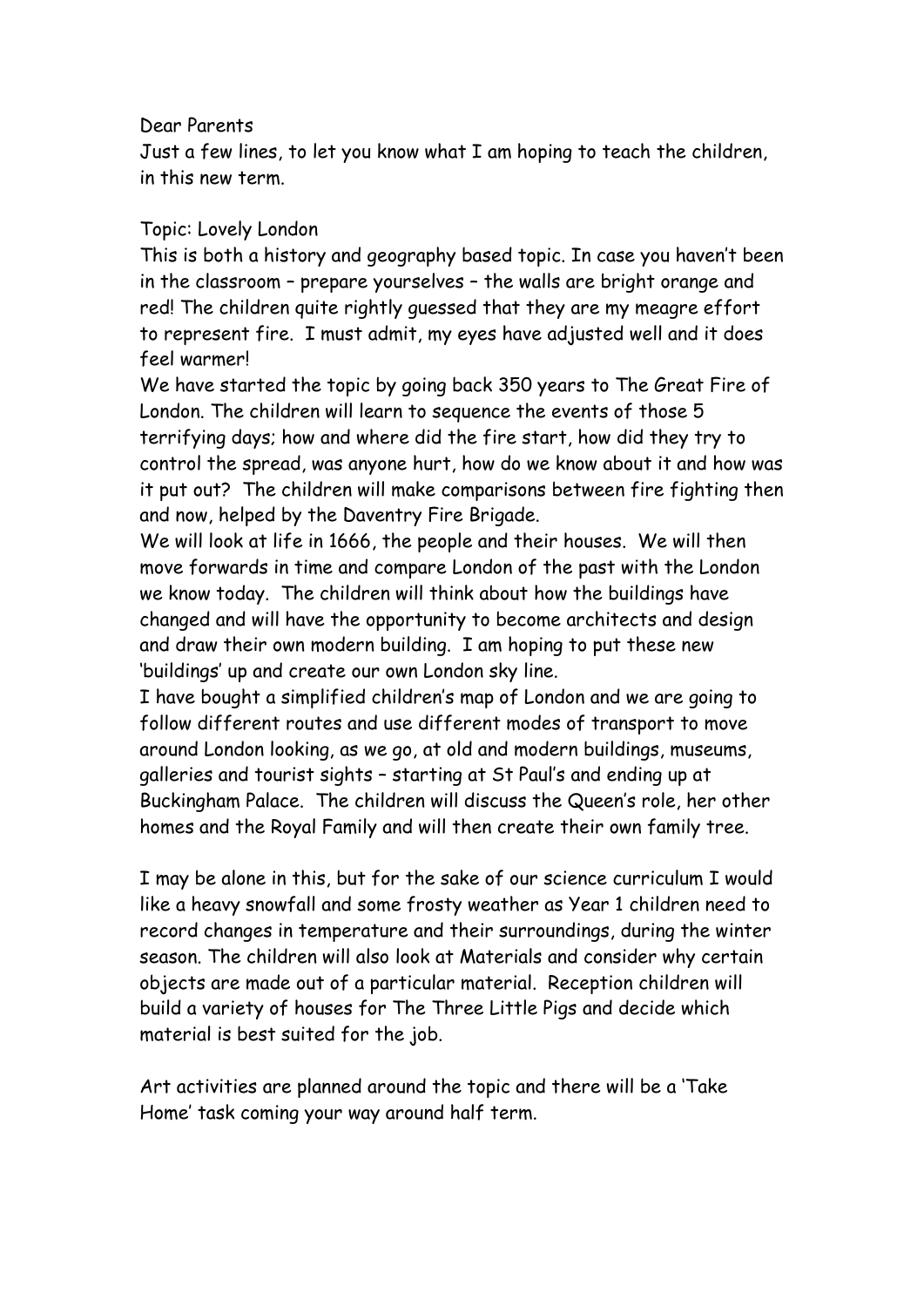Dear Parents

Just a few lines, to let you know what I am hoping to teach the children, in this new term.

Topic: Lovely London

This is both a history and geography based topic. In case you haven't been in the classroom – prepare yourselves – the walls are bright orange and red! The children quite rightly guessed that they are my meagre effort to represent fire. I must admit, my eyes have adjusted well and it does feel warmer!

We have started the topic by going back 350 years to The Great Fire of London. The children will learn to sequence the events of those 5 terrifying days; how and where did the fire start, how did they try to control the spread, was anyone hurt, how do we know about it and how was it put out? The children will make comparisons between fire fighting then and now, helped by the Daventry Fire Brigade.

We will look at life in 1666, the people and their houses. We will then move forwards in time and compare London of the past with the London we know today. The children will think about how the buildings have changed and will have the opportunity to become architects and design and draw their own modern building. I am hoping to put these new 'buildings' up and create our own London sky line.

I have bought a simplified children's map of London and we are going to follow different routes and use different modes of transport to move around London looking, as we go, at old and modern buildings, museums, galleries and tourist sights – starting at St Paul's and ending up at Buckingham Palace. The children will discuss the Queen's role, her other homes and the Royal Family and will then create their own family tree.

I may be alone in this, but for the sake of our science curriculum I would like a heavy snowfall and some frosty weather as Year 1 children need to record changes in temperature and their surroundings, during the winter season. The children will also look at Materials and consider why certain objects are made out of a particular material. Reception children will build a variety of houses for The Three Little Pigs and decide which material is best suited for the job.

Art activities are planned around the topic and there will be a 'Take Home' task coming your way around half term.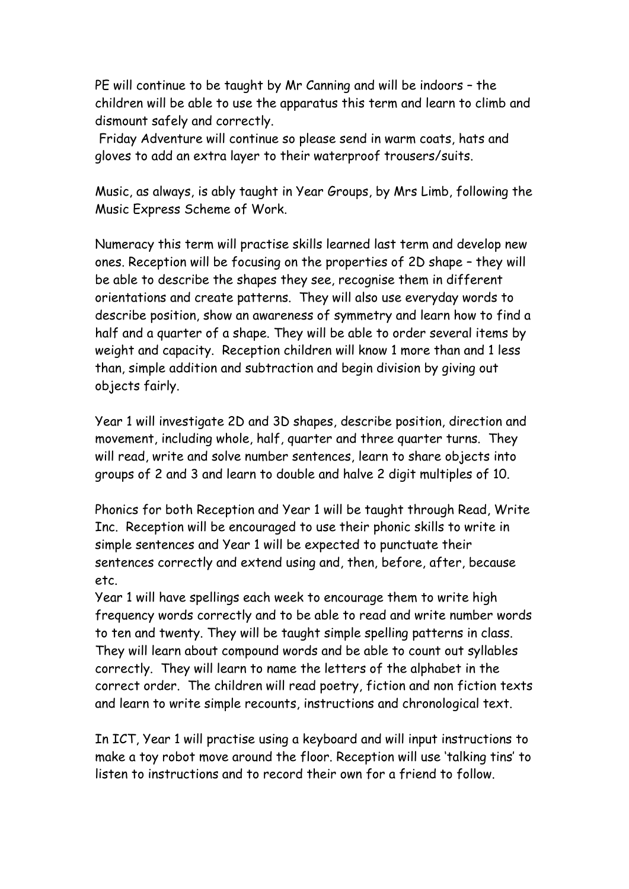PE will continue to be taught by Mr Canning and will be indoors – the children will be able to use the apparatus this term and learn to climb and dismount safely and correctly.

Friday Adventure will continue so please send in warm coats, hats and gloves to add an extra layer to their waterproof trousers/suits.

Music, as always, is ably taught in Year Groups, by Mrs Limb, following the Music Express Scheme of Work.

Numeracy this term will practise skills learned last term and develop new ones. Reception will be focusing on the properties of 2D shape – they will be able to describe the shapes they see, recognise them in different orientations and create patterns. They will also use everyday words to describe position, show an awareness of symmetry and learn how to find a half and a quarter of a shape. They will be able to order several items by weight and capacity. Reception children will know 1 more than and 1 less than, simple addition and subtraction and begin division by giving out objects fairly.

Year 1 will investigate 2D and 3D shapes, describe position, direction and movement, including whole, half, quarter and three quarter turns. They will read, write and solve number sentences, learn to share objects into groups of 2 and 3 and learn to double and halve 2 digit multiples of 10.

Phonics for both Reception and Year 1 will be taught through Read, Write Inc. Reception will be encouraged to use their phonic skills to write in simple sentences and Year 1 will be expected to punctuate their sentences correctly and extend using and, then, before, after, because etc.

Year 1 will have spellings each week to encourage them to write high frequency words correctly and to be able to read and write number words to ten and twenty. They will be taught simple spelling patterns in class. They will learn about compound words and be able to count out syllables correctly. They will learn to name the letters of the alphabet in the correct order. The children will read poetry, fiction and non fiction texts and learn to write simple recounts, instructions and chronological text.

In ICT, Year 1 will practise using a keyboard and will input instructions to make a toy robot move around the floor. Reception will use 'talking tins' to listen to instructions and to record their own for a friend to follow.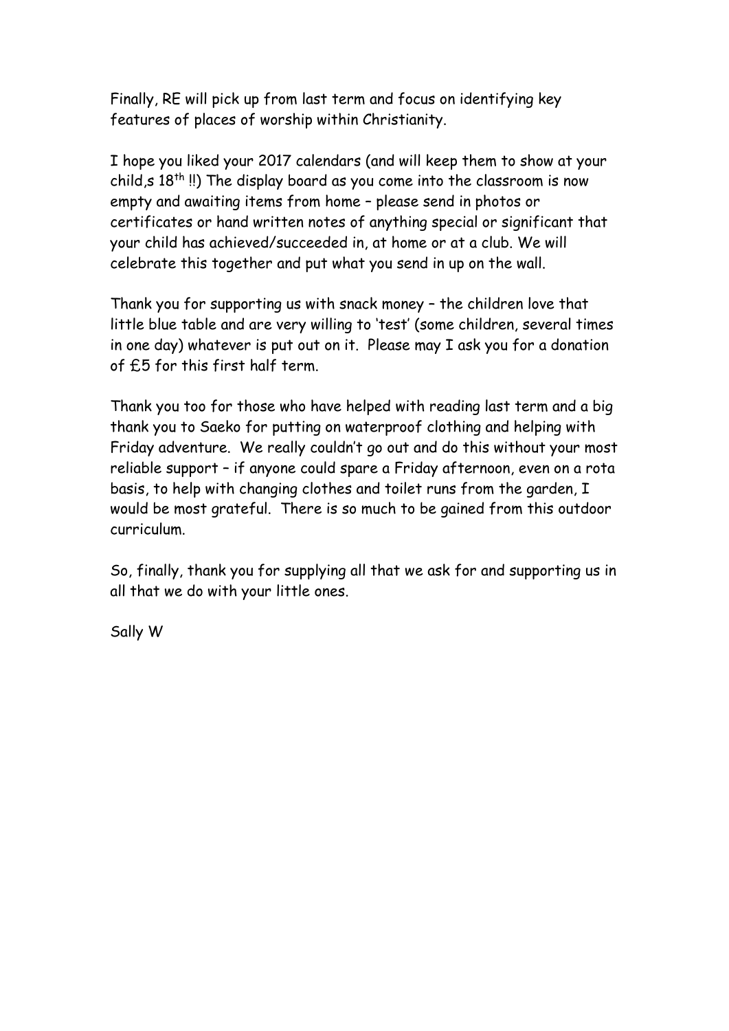Finally, RE will pick up from last term and focus on identifying key features of places of worship within Christianity.

I hope you liked your 2017 calendars (and will keep them to show at your child,s 18$^{th}$ !!) The display board as you come into the classroom is now empty and awaiting items from home – please send in photos or certificates or hand written notes of anything special or significant that your child has achieved/succeeded in, at home or at a club. We will celebrate this together and put what you send in up on the wall.

Thank you for supporting us with snack money – the children love that little blue table and are very willing to 'test' (some children, several times in one day) whatever is put out on it. Please may I ask you for a donation of £5 for this first half term.

Thank you too for those who have helped with reading last term and a big thank you to Saeko for putting on waterproof clothing and helping with Friday adventure. We really couldn't go out and do this without your most reliable support – if anyone could spare a Friday afternoon, even on a rota basis, to help with changing clothes and toilet runs from the garden, I would be most grateful. There is so much to be gained from this outdoor curriculum.

So, finally, thank you for supplying all that we ask for and supporting us in all that we do with your little ones.

Sally W